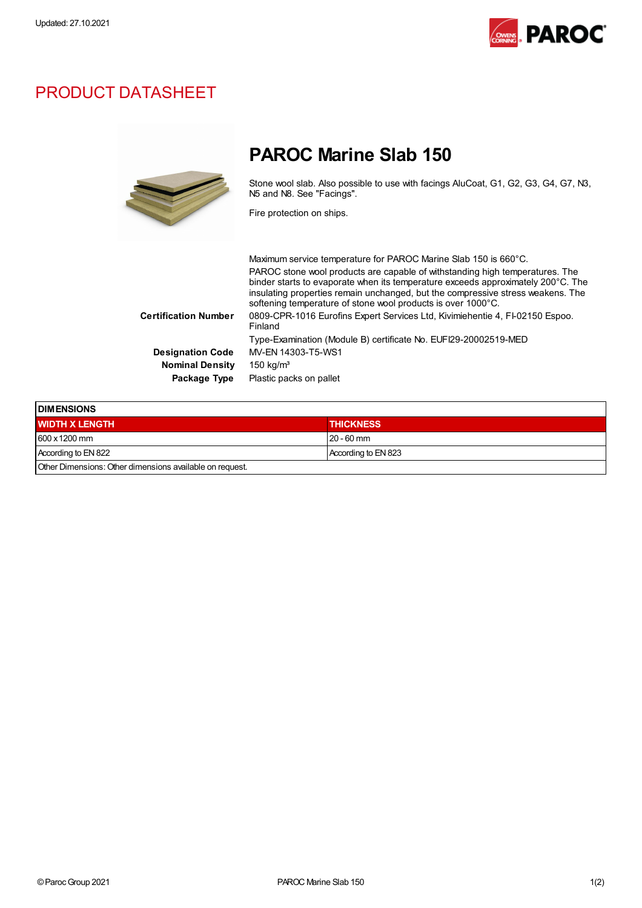Updated: 27.10.2021

# PRODUCT DATASHEET

## PAROC Marine Slab 150

Stone wool slab. Also possible to use with facings AluCoat, G1, G2, G3, G4, G7, N3, N5 and N8. See "Facings".

Fire protection on ships.

Maximum service temperature for PAROC Marine Slab 150 is 660°C.

PAROC stone wool products are capable of withstanding high temperatures. The binder starts to evaporate when its temperature exceeds approximately 200°C. The insulating properties remain unchanged, but the compressive stress weakens. The softening temperature of stone wool products is over 1000°C.

**Certification Number** 0809-CPR-1016 Eurofins Expert Services Ltd, Kivimiehentie 4, FI-02150 Espoo. Finland

Type-Examination (Module B) certificate No. EUFI29-20002519-MED

**Designation Code** MV-EN 14303-T5-WS1

**Nominal Density** 150 kg/m³

**Package Type** Plastic packs on pallet

| DIMENSIONS | |
|---|---|
| **WIDTH X LENGTH** | **THICKNESS** |
| 600 x 1200 mm | 20 - 60 mm |
| According to EN 822 | According to EN 823 |
| Other Dimensions: Other dimensions available on request. | |

© Paroc Group 2021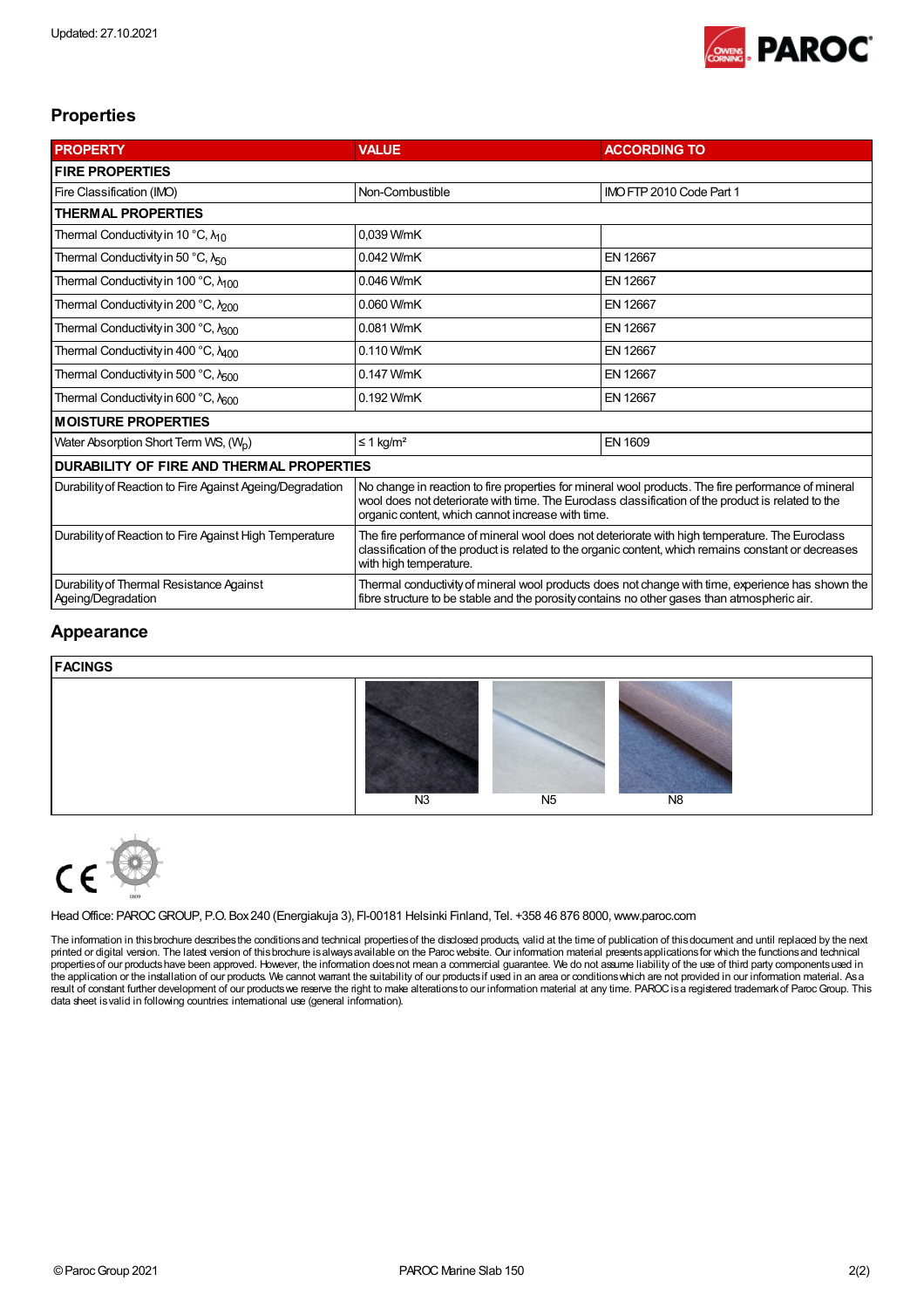Updated: 27.10.2021

## Properties

| PROPERTY | VALUE | ACCORDING TO |
|---|---|---|
| **FIRE PROPERTIES** | | |
| Fire Classification (IMO) | Non-Combustible | IMO FTP 2010 Code Part 1 |
| **THERMAL PROPERTIES** | | |
| Thermal Conductivity in 10 °C, $\lambda_{10}$ | 0,039 W/mK | |
| Thermal Conductivity in 50 °C, $\lambda_{50}$ | 0.042 W/mK | EN 12667 |
| Thermal Conductivity in 100 °C, $\lambda_{100}$ | 0.046 W/mK | EN 12667 |
| Thermal Conductivity in 200 °C, $\lambda_{200}$ | 0.060 W/mK | EN 12667 |
| Thermal Conductivity in 300 °C, $\lambda_{300}$ | 0.081 W/mK | EN 12667 |
| Thermal Conductivity in 400 °C, $\lambda_{400}$ | 0.110 W/mK | EN 12667 |
| Thermal Conductivity in 500 °C, $\lambda_{500}$ | 0.147 W/mK | EN 12667 |
| Thermal Conductivity in 600 °C, $\lambda_{600}$ | 0.192 W/mK | EN 12667 |
| **MOISTURE PROPERTIES** | | |
| Water Absorption Short Term WS, ($W_p$) | ≤ 1 kg/m² | EN 1609 |
| **DURABILITY OF FIRE AND THERMAL PROPERTIES** | | |
| Durability of Reaction to Fire Against Ageing/Degradation | No change in reaction to fire properties for mineral wool products. The fire performance of mineral wool does not deteriorate with time. The Euroclass classification of the product is related to the organic content, which cannot increase with time. | |
| Durability of Reaction to Fire Against High Temperature | The fire performance of mineral wool does not deteriorate with high temperature. The Euroclass classification of the product is related to the organic content, which remains constant or decreases with high temperature. | |
| Durability of Thermal Resistance Against Ageing/Degradation | Thermal conductivity of mineral wool products does not change with time, experience has shown the fibre structure to be stable and the porosity contains no other gases than atmospheric air. | |

## Appearance

| FACINGS | |
|---|---|
| | N3 N5 N8 |

Head Office: PAROC GROUP, P.O. Box 240 (Energiakuja 3), FI-00181 Helsinki Finland, Tel. +358 46 876 8000, www.paroc.com

The information in this brochure describes the conditions and technical properties of the disclosed products, valid at the time of publication of this document and until replaced by the next printed or digital version. The latest version of this brochure is always available on the Paroc website. Our information material presents applications for which the functions and technical properties of our products have been approved. However, the information does not mean a commercial guarantee. We do not assume liability of the use of third party components used in the application or the installation of our products. We cannot warrant the suitability of our products if used in an area or conditions which are not provided in our information material. As a result of constant further development of our products we reserve the right to make alterations to our information material at any time. PAROC is a registered trademark of Paroc Group. This data sheet is valid in following countries: international use (general information).

© Paroc Group 2021 PAROC Marine Slab 150